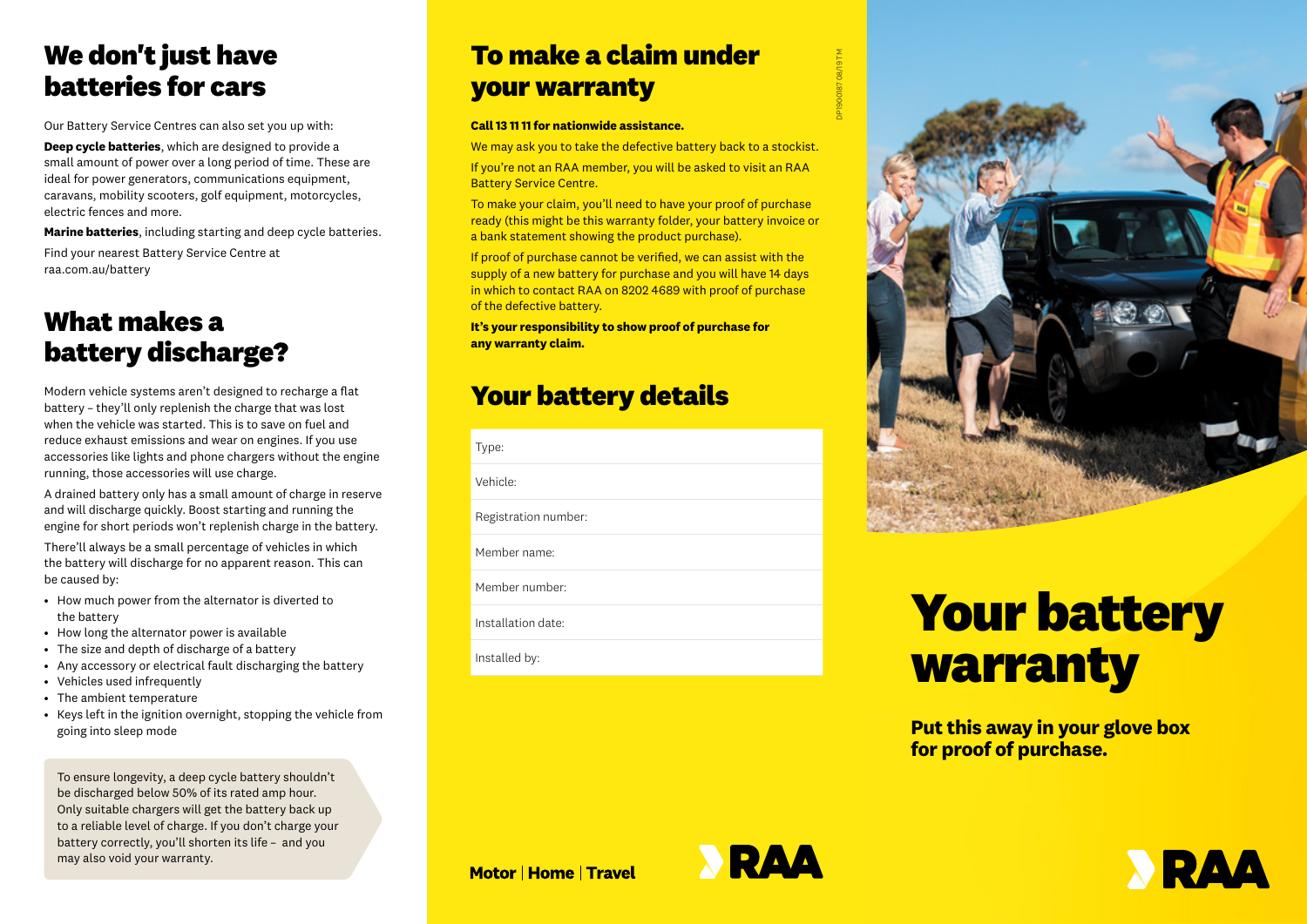## We don't just have batteries for cars

Our Battery Service Centres can also set you up with:

**Deep cycle batteries**, which are designed to provide a small amount of power over a long period of time. These are ideal for power generators, communications equipment, caravans, mobility scooters, golf equipment, motorcycles, electric fences and more.

**Marine batteries**, including starting and deep cycle batteries.

Find your nearest Battery Service Centre at raa.com.au/battery

## What makes a battery discharge?

Modern vehicle systems aren't designed to recharge a flat battery – they'll only replenish the charge that was lost when the vehicle was started. This is to save on fuel and reduce exhaust emissions and wear on engines. If you use accessories like lights and phone chargers without the engine running, those accessories will use charge.

A drained battery only has a small amount of charge in reserve and will discharge quickly. Boost starting and running the engine for short periods won't replenish charge in the battery.

There'll always be a small percentage of vehicles in which the battery will discharge for no apparent reason. This can be caused by:

- How much power from the alternator is diverted to the battery
- How long the alternator power is available
- The size and depth of discharge of a battery
- Any accessory or electrical fault discharging the battery
- Vehicles used infrequently
- The ambient temperature
- Keys left in the ignition overnight, stopping the vehicle from going into sleep mode

To ensure longevity, a deep cycle battery shouldn't be discharged below 50% of its rated amp hour. Only suitable chargers will get the battery back up to a reliable level of charge. If you don't charge your battery correctly, you'll shorten its life – and you may also void your warranty.

## To make a claim under your warranty

**Call 13 11 11 for nationwide assistance.**

We may ask you to take the defective battery back to a stockist.

If you're not an RAA member, you will be asked to visit an RAA Battery Service Centre.

To make your claim, you'll need to have your proof of purchase ready (this might be this warranty folder, your battery invoice or a bank statement showing the product purchase).

If proof of purchase cannot be verified, we can assist with the supply of a new battery for purchase and you will have 14 days in which to contact RAA on 8202 4689 with proof of purchase of the defective battery.

**It's your responsibility to show proof of purchase for any warranty claim.**

## Your battery details

| |
|---|
| Type: |
| Vehicle: |
| Registration number: |
| Member name: |
| Member number: |
| Installation date: |
| Installed by: |

**Motor | Home | Travel**

RAA

DP190087 08/19 TM

# Your battery warranty

**Put this away in your glove box for proof of purchase.**

RAA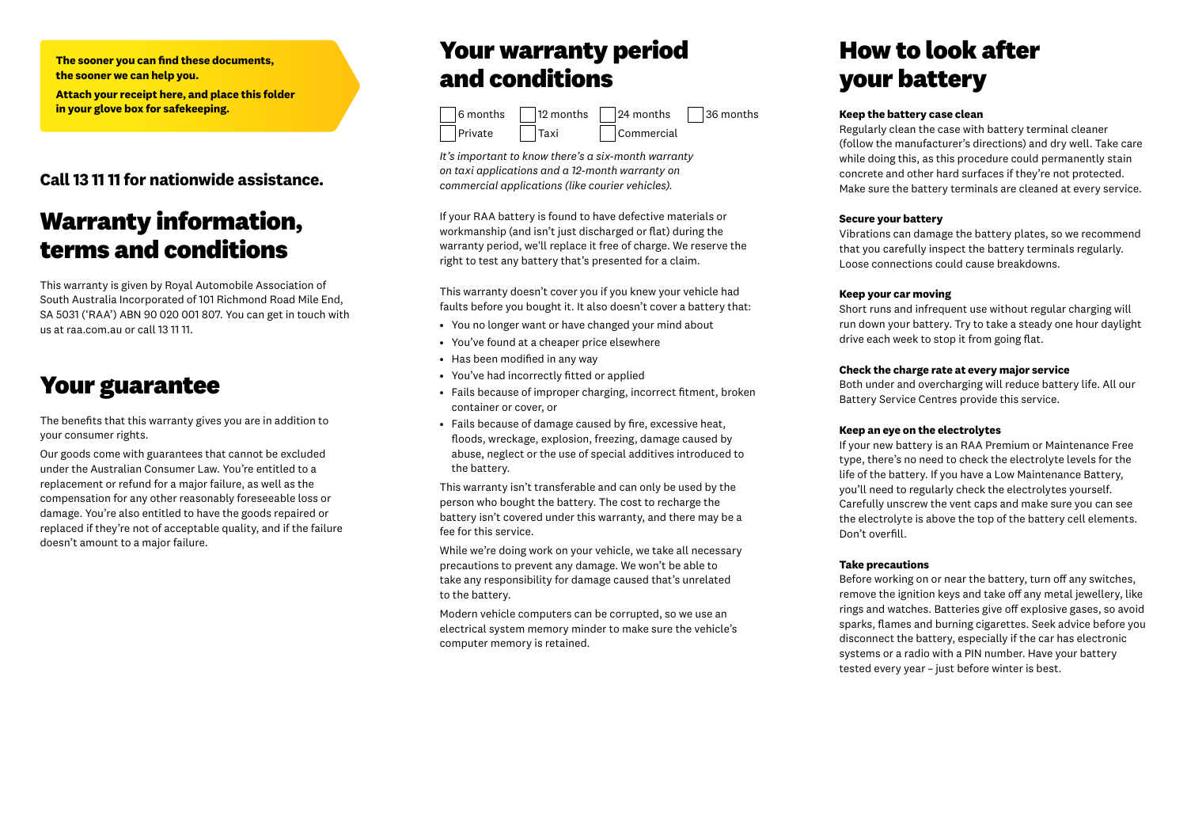**The sooner you can find these documents, the sooner we can help you.**

**Attach your receipt here, and place this folder in your glove box for safekeeping.**

**Call 13 11 11 for nationwide assistance.**

# Warranty information, terms and conditions

This warranty is given by Royal Automobile Association of South Australia Incorporated of 101 Richmond Road Mile End, SA 5031 ('RAA') ABN 90 020 001 807. You can get in touch with us at raa.com.au or call 13 11 11.

# Your guarantee

The benefits that this warranty gives you are in addition to your consumer rights.

Our goods come with guarantees that cannot be excluded under the Australian Consumer Law. You're entitled to a replacement or refund for a major failure, as well as the compensation for any other reasonably foreseeable loss or damage. You're also entitled to have the goods repaired or replaced if they're not of acceptable quality, and if the failure doesn't amount to a major failure.

# Your warranty period and conditions

☐ 6 months ☐ 12 months ☐ 24 months ☐ 36 months
☐ Private ☐ Taxi ☐ Commercial

*It's important to know there's a six-month warranty on taxi applications and a 12-month warranty on commercial applications (like courier vehicles).*

If your RAA battery is found to have defective materials or workmanship (and isn't just discharged or flat) during the warranty period, we'll replace it free of charge. We reserve the right to test any battery that's presented for a claim.

This warranty doesn't cover you if you knew your vehicle had faults before you bought it. It also doesn't cover a battery that:

- You no longer want or have changed your mind about
- You've found at a cheaper price elsewhere
- Has been modified in any way
- You've had incorrectly fitted or applied
- Fails because of improper charging, incorrect fitment, broken container or cover, or
- Fails because of damage caused by fire, excessive heat, floods, wreckage, explosion, freezing, damage caused by abuse, neglect or the use of special additives introduced to the battery.

This warranty isn't transferable and can only be used by the person who bought the battery. The cost to recharge the battery isn't covered under this warranty, and there may be a fee for this service.

While we're doing work on your vehicle, we take all necessary precautions to prevent any damage. We won't be able to take any responsibility for damage caused that's unrelated to the battery.

Modern vehicle computers can be corrupted, so we use an electrical system memory minder to make sure the vehicle's computer memory is retained.

# How to look after your battery

**Keep the battery case clean**

Regularly clean the case with battery terminal cleaner (follow the manufacturer's directions) and dry well. Take care while doing this, as this procedure could permanently stain concrete and other hard surfaces if they're not protected. Make sure the battery terminals are cleaned at every service.

**Secure your battery**

Vibrations can damage the battery plates, so we recommend that you carefully inspect the battery terminals regularly. Loose connections could cause breakdowns.

**Keep your car moving**

Short runs and infrequent use without regular charging will run down your battery. Try to take a steady one hour daylight drive each week to stop it from going flat.

**Check the charge rate at every major service**

Both under and overcharging will reduce battery life. All our Battery Service Centres provide this service.

**Keep an eye on the electrolytes**

If your new battery is an RAA Premium or Maintenance Free type, there's no need to check the electrolyte levels for the life of the battery. If you have a Low Maintenance Battery, you'll need to regularly check the electrolytes yourself. Carefully unscrew the vent caps and make sure you can see the electrolyte is above the top of the battery cell elements. Don't overfill.

**Take precautions**

Before working on or near the battery, turn off any switches, remove the ignition keys and take off any metal jewellery, like rings and watches. Batteries give off explosive gases, so avoid sparks, flames and burning cigarettes. Seek advice before you disconnect the battery, especially if the car has electronic systems or a radio with a PIN number. Have your battery tested every year – just before winter is best.